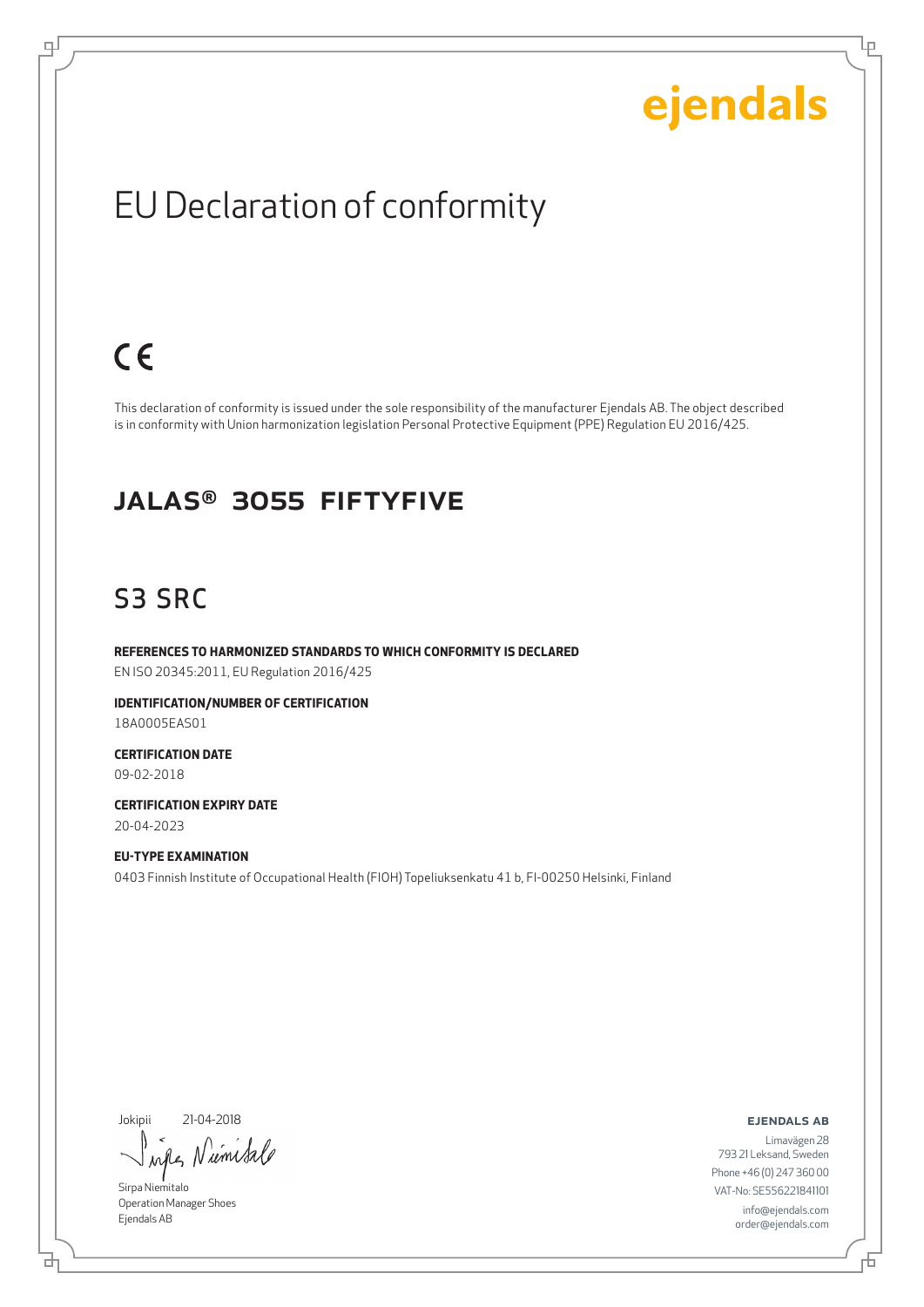ejendals

# EU Declaration of conformity

CE

This declaration of conformity is issued under the sole responsibility of the manufacturer Ejendals AB. The object described is in conformity with Union harmonization legislation Personal Protective Equipment (PPE) Regulation EU 2016/425.

## JALAS® 3055 FIFTYFIVE

## S3 SRC

**REFERENCES TO HARMONIZED STANDARDS TO WHICH CONFORMITY IS DECLARED**
EN ISO 20345:2011, EU Regulation 2016/425

**IDENTIFICATION/NUMBER OF CERTIFICATION**
18A0005EAS01

**CERTIFICATION DATE**
09-02-2018

**CERTIFICATION EXPIRY DATE**
20-04-2023

**EU-TYPE EXAMINATION**
0403 Finnish Institute of Occupational Health (FIOH) Topeliuksenkatu 41 b, FI-00250 Helsinki, Finland

Jokipii 21-04-2018

Sirpa Niemitalo
Operation Manager Shoes
Ejendals AB

**EJENDALS AB**
Limavägen 28
793 21 Leksand, Sweden
Phone +46 (0) 247 360 00
VAT-No: SE556221841101
info@ejendals.com
order@ejendals.com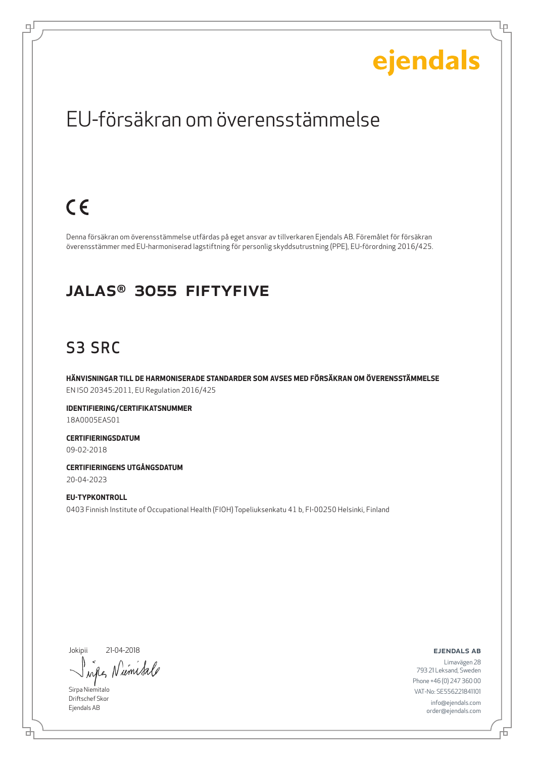ejendals

# EU-försäkran om överensstämmelse

CE

Denna försäkran om överensstämmelse utfärdas på eget ansvar av tillverkaren Ejendals AB. Föremålet för försäkran överensstämmer med EU-harmoniserad lagstiftning för personlig skyddsutrustning (PPE), EU-förordning 2016/425.

## JALAS® 3055 FIFTYFIVE

## S3 SRC

**HÄNVISNINGAR TILL DE HARMONISERADE STANDARDER SOM AVSES MED FÖRSÄKRAN OM ÖVERENSSTÄMMELSE**
EN ISO 20345:2011, EU Regulation 2016/425

**IDENTIFIERING/CERTIFIKATSNUMMER**
18A0005EAS01

**CERTIFIERINGSDATUM**
09-02-2018

**CERTIFIERINGENS UTGÅNGSDATUM**
20-04-2023

**EU-TYPKONTROLL**
0403 Finnish Institute of Occupational Health (FIOH) Topeliuksenkatu 41 b, FI-00250 Helsinki, Finland

Jokipii 21-04-2018

Sirpa Niemitalo
Driftschef Skor
Ejendals AB

**EJENDALS AB**
Limavägen 28
793 21 Leksand, Sweden
Phone +46 (0) 247 360 00
VAT-No: SE556221841101
info@ejendals.com
order@ejendals.com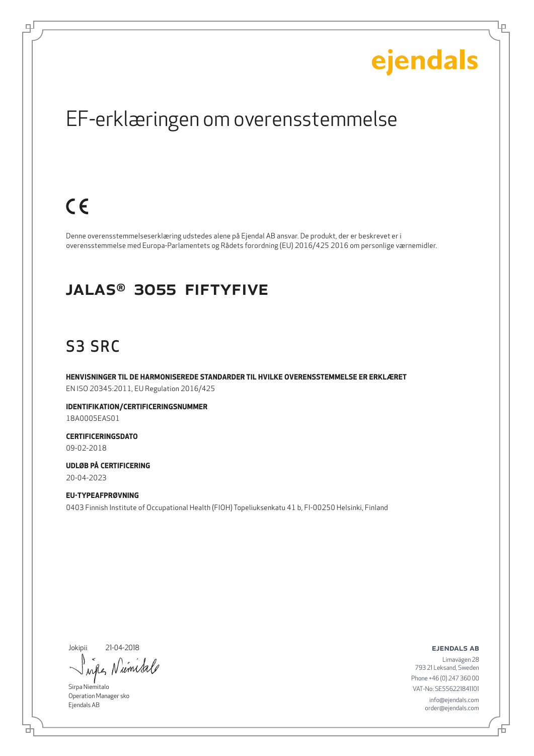ejendals

# EF-erklæringen om overensstemmelse

CE

Denne overensstemmelseserklæring udstedes alene på Ejendal AB ansvar. De produkt, der er beskrevet er i overensstemmelse med Europa-Parlamentets og Rådets forordning (EU) 2016/425 2016 om personlige værnemidler.

## JALAS® 3055 FIFTYFIVE

## S3 SRC

**HENVISNINGER TIL DE HARMONISEREDE STANDARDER TIL HVILKE OVERENSSTEMMELSE ER ERKLÆRET**
EN ISO 20345:2011, EU Regulation 2016/425

**IDENTIFIKATION/CERTIFICERINGSNUMMER**
18A0005EAS01

**CERTIFICERINGSDATO**
09-02-2018

**UDLØB PÅ CERTIFICERING**
20-04-2023

**EU-TYPEAFPRØVNING**
0403 Finnish Institute of Occupational Health (FIOH) Topeliuksenkatu 41 b, FI-00250 Helsinki, Finland

Jokipii 21-04-2018

Sirpa Niemitalo
Operation Manager sko
Ejendals AB

**EJENDALS AB**
Limavägen 28
793 21 Leksand, Sweden
Phone +46 (0) 247 360 00
VAT-No: SE556221841101
info@ejendals.com
order@ejendals.com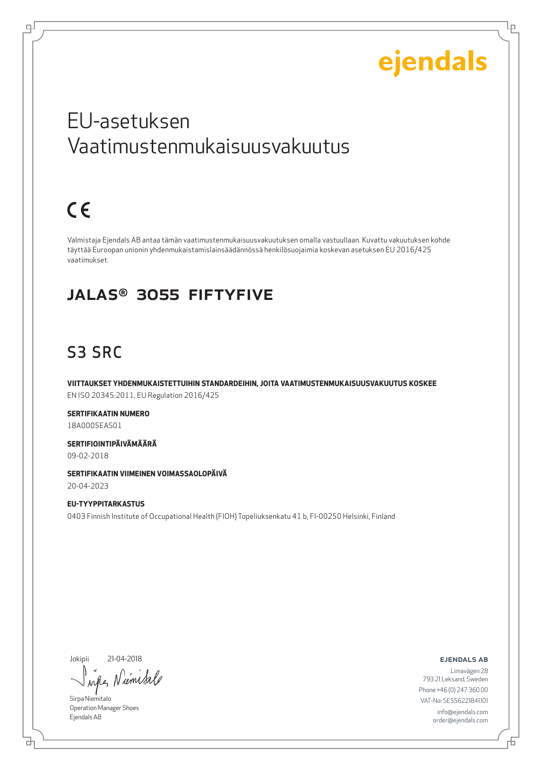ejendals

# EU-asetuksen Vaatimustenmukaisuusvakuutus

CE

Valmistaja Ejendals AB antaa tämän vaatimustenmukaisuusvakuutuksen omalla vastuullaan. Kuvattu vakuutuksen kohde täyttää Euroopan unionin yhdenmukaistamislainsäädännössä henkilösuojaimia koskevan asetuksen EU 2016/425 vaatimukset.

## JALAS® 3055 FIFTYFIVE

## S3 SRC

**VIITTAUKSET YHDENMUKAISTETTUIHIN STANDARDEIHIN, JOITA VAATIMUSTENMUKAISUUSVAKUUTUS KOSKEE**
EN ISO 20345:2011, EU Regulation 2016/425

**SERTIFIKAATIN NUMERO**
18A0005EAS01

**SERTIFIOINTIPÄIVÄMÄÄRÄ**
09-02-2018

**SERTIFIKAATIN VIIMEINEN VOIMASSAOLOPÄIVÄ**
20-04-2023

**EU-TYYPPITARKASTUS**
0403 Finnish Institute of Occupational Health (FIOH) Topeliuksenkatu 41 b, FI-00250 Helsinki, Finland

Jokipii 21-04-2018

Sirpa Niemitalo
Operation Manager Shoes
Ejendals AB

**EJENDALS AB**
Limavägen 28
793 21 Leksand, Sweden
Phone +46 (0) 247 360 00
VAT-No: SE556221841101
info@ejendals.com
order@ejendals.com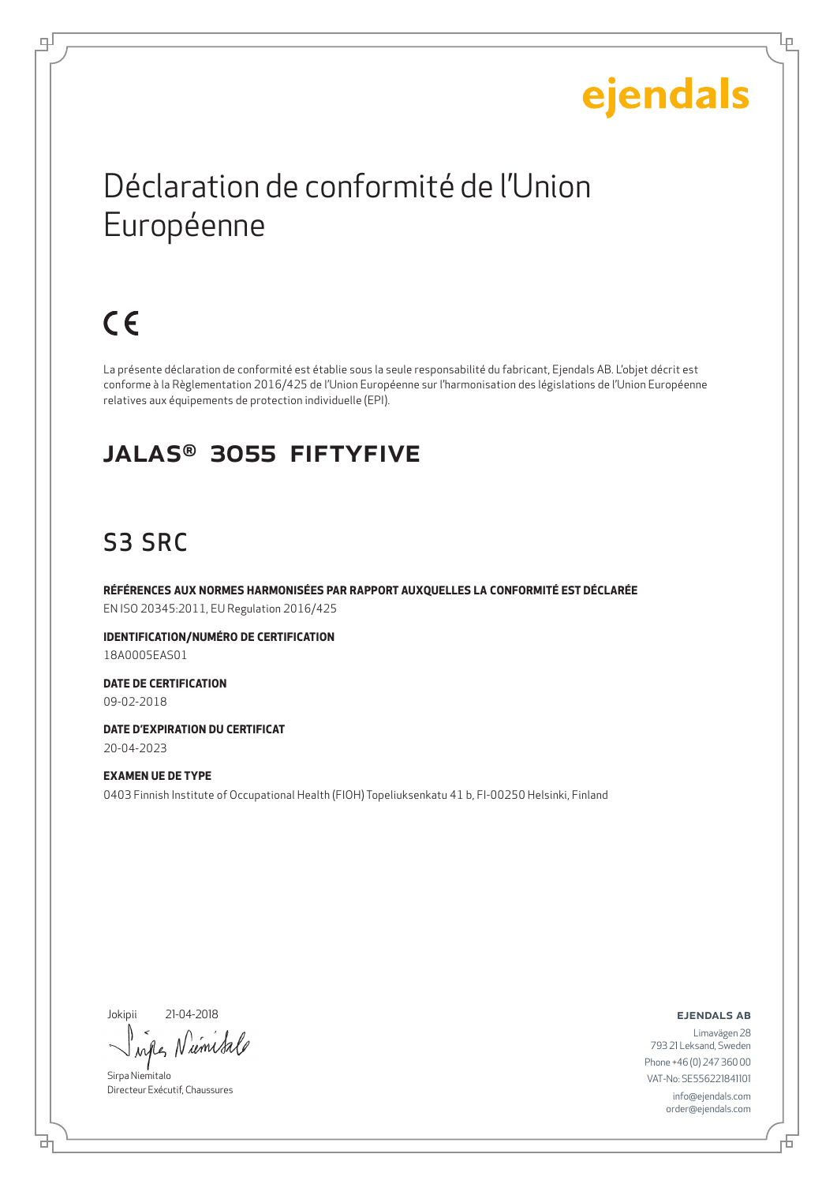ejendals

# Déclaration de conformité de l'Union Européenne

CE

La présente déclaration de conformité est établie sous la seule responsabilité du fabricant, Ejendals AB. L'objet décrit est conforme à la Règlementation 2016/425 de l'Union Européenne sur l'harmonisation des législations de l'Union Européenne relatives aux équipements de protection individuelle (EPI).

## JALAS® 3055 FIFTYFIVE

## S3 SRC

**RÉFÉRENCES AUX NORMES HARMONISÉES PAR RAPPORT AUXQUELLES LA CONFORMITÉ EST DÉCLARÉE**
EN ISO 20345:2011, EU Regulation 2016/425

**IDENTIFICATION/NUMÉRO DE CERTIFICATION**
18A0005EAS01

**DATE DE CERTIFICATION**
09-02-2018

**DATE D'EXPIRATION DU CERTIFICAT**
20-04-2023

**EXAMEN UE DE TYPE**
0403 Finnish Institute of Occupational Health (FIOH) Topeliuksenkatu 41 b, FI-00250 Helsinki, Finland

Jokipii 21-04-2018

Sirpa Niemitalo
Directeur Exécutif, Chaussures

**EJENDALS AB**
Limavägen 28
793 21 Leksand, Sweden
Phone +46 (0) 247 360 00
VAT-No: SE556221841101
info@ejendals.com
order@ejendals.com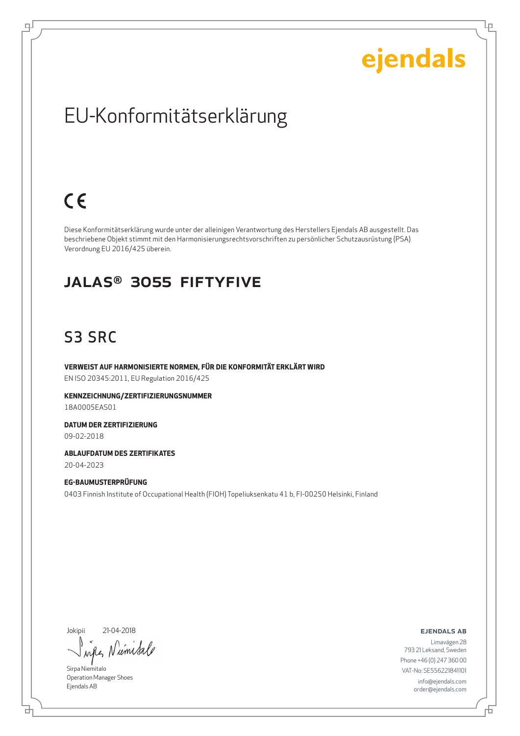ejendals

# EU-Konformitätserklärung

CE

Diese Konformitätserklärung wurde unter der alleinigen Verantwortung des Herstellers Ejendals AB ausgestellt. Das beschriebene Objekt stimmt mit den Harmonisierungsrechtsvorschriften zu persönlicher Schutzausrüstung (PSA) Verordnung EU 2016/425 überein.

## JALAS® 3055 FIFTYFIVE

## S3 SRC

**VERWEIST AUF HARMONISIERTE NORMEN, FÜR DIE KONFORMITÄT ERKLÄRT WIRD**
EN ISO 20345:2011, EU Regulation 2016/425

**KENNZEICHNUNG/ZERTIFIZIERUNGSNUMMER**
18A0005EAS01

**DATUM DER ZERTIFIZIERUNG**
09-02-2018

**ABLAUFDATUM DES ZERTIFIKATES**
20-04-2023

**EG-BAUMUSTERPRÜFUNG**
0403 Finnish Institute of Occupational Health (FIOH) Topeliuksenkatu 41 b, FI-00250 Helsinki, Finland

Jokipii 21-04-2018

Sirpa Niemitalo
Operation Manager Shoes
Ejendals AB

**EJENDALS AB**
Limavägen 28
793 21 Leksand, Sweden
Phone +46 (0) 247 360 00
VAT-No: SE556221841101
info@ejendals.com
order@ejendals.com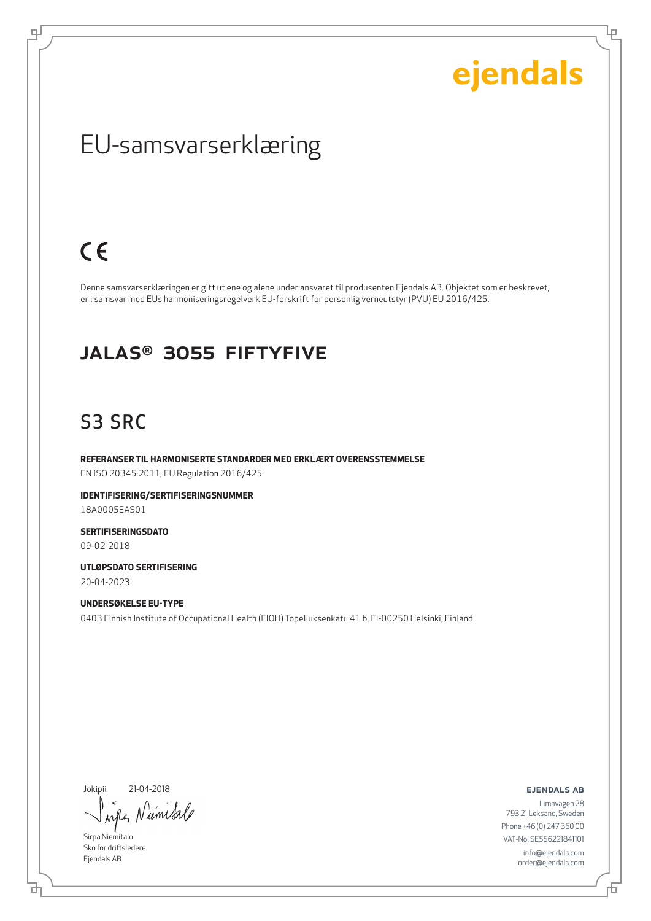ejendals

# EU-samsvarserklæring

CE

Denne samsvarserklæringen er gitt ut ene og alene under ansvaret til produsenten Ejendals AB. Objektet som er beskrevet, er i samsvar med EUs harmoniseringsregelverk EU-forskrift for personlig verneutstyr (PVU) EU 2016/425.

## JALAS® 3055 FIFTYFIVE

## S3 SRC

**REFERANSER TIL HARMONISERTE STANDARDER MED ERKLÆRT OVERENSSTEMMELSE**
EN ISO 20345:2011, EU Regulation 2016/425

**IDENTIFISERING/SERTIFISERINGSNUMMER**
18A0005EAS01

**SERTIFISERINGSDATO**
09-02-2018

**UTLØPSDATO SERTIFISERING**
20-04-2023

**UNDERSØKELSE EU-TYPE**
0403 Finnish Institute of Occupational Health (FIOH) Topeliuksenkatu 41 b, FI-00250 Helsinki, Finland

Jokipii 21-04-2018

Sirpa Niemitalo
Sko for driftsledere
Ejendals AB

**EJENDALS AB**
Limavägen 28
793 21 Leksand, Sweden
Phone +46 (0) 247 360 00
VAT-No: SE556221841101
info@ejendals.com
order@ejendals.com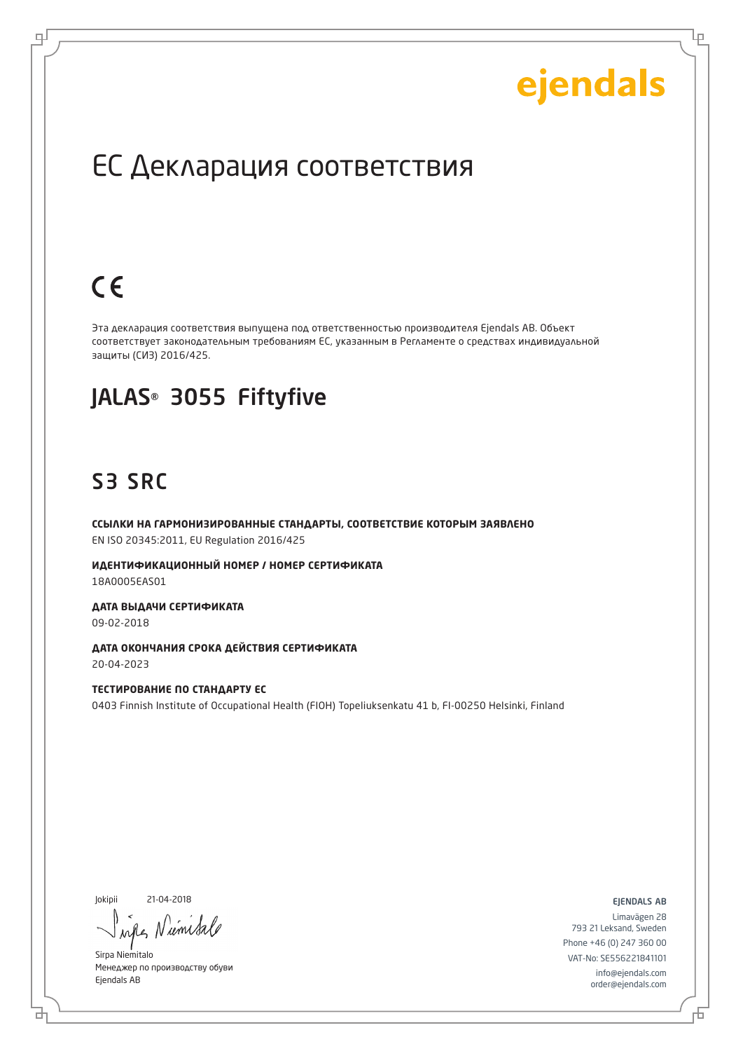ejendals

# EC Декларация соответствия

CE

Эта декларация соответствия выпущена под ответственностью производителя Ejendals AB. Объект соответствует законодательным требованиям ЕС, указанным в Регламенте о средствах индивидуальной защиты (СИЗ) 2016/425.

## JALAS® 3055 Fiftyfive

## S3 SRC

**ССЫЛКИ НА ГАРМОНИЗИРОВАННЫЕ СТАНДАРТЫ, СООТВЕТСТВИЕ КОТОРЫМ ЗАЯВЛЕНО**
EN ISO 20345:2011, EU Regulation 2016/425

**ИДЕНТИФИКАЦИОННЫЙ НОМЕР / НОМЕР СЕРТИФИКАТА**
18A0005EAS01

**ДАТА ВЫДАЧИ СЕРТИФИКАТА**
09-02-2018

**ДАТА ОКОНЧАНИЯ СРОКА ДЕЙСТВИЯ СЕРТИФИКАТА**
20-04-2023

**ТЕСТИРОВАНИЕ ПО СТАНДАРТУ ЕС**
0403 Finnish Institute of Occupational Health (FIOH) Topeliuksenkatu 41 b, FI-00250 Helsinki, Finland

Jokipii 21-04-2018

Sirpa Niemitalo
Менеджер по производству обуви
Ejendals AB

EJENDALS AB
Limavägen 28
793 21 Leksand, Sweden
Phone +46 (0) 247 360 00
VAT-No: SE556221841101
info@ejendals.com
order@ejendals.com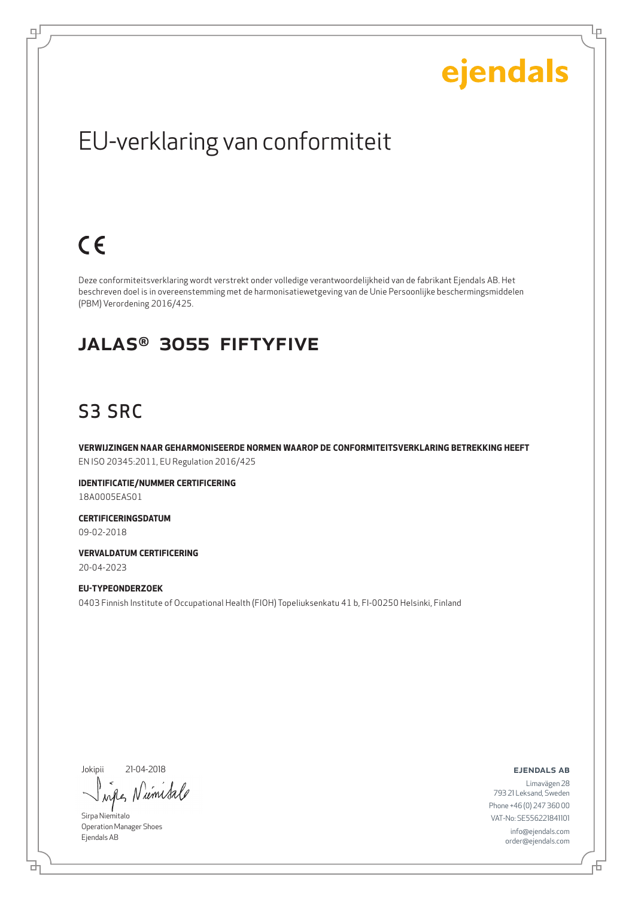ejendals

# EU-verklaring van conformiteit

CE

Deze conformiteitsverklaring wordt verstrekt onder volledige verantwoordelijkheid van de fabrikant Ejendals AB. Het beschreven doel is in overeenstemming met de harmonisatiewetgeving van de Unie Persoonlijke beschermingsmiddelen (PBM) Verordening 2016/425.

## JALAS® 3055 FIFTYFIVE

## S3 SRC

**VERWIJZINGEN NAAR GEHARMONISEERDE NORMEN WAAROP DE CONFORMITEITSVERKLARING BETREKKING HEEFT**
EN ISO 20345:2011, EU Regulation 2016/425

**IDENTIFICATIE/NUMMER CERTIFICERING**
18A0005EAS01

**CERTIFICERINGSDATUM**
09-02-2018

**VERVALDATUM CERTIFICERING**
20-04-2023

**EU-TYPEONDERZOEK**
0403 Finnish Institute of Occupational Health (FIOH) Topeliuksenkatu 41 b, FI-00250 Helsinki, Finland

Jokipii 21-04-2018

Sirpa Niemitalo
Operation Manager Shoes
Ejendals AB

**EJENDALS AB**
Limavägen 28
793 21 Leksand, Sweden
Phone +46 (0) 247 360 00
VAT-No: SE556221841101
info@ejendals.com
order@ejendals.com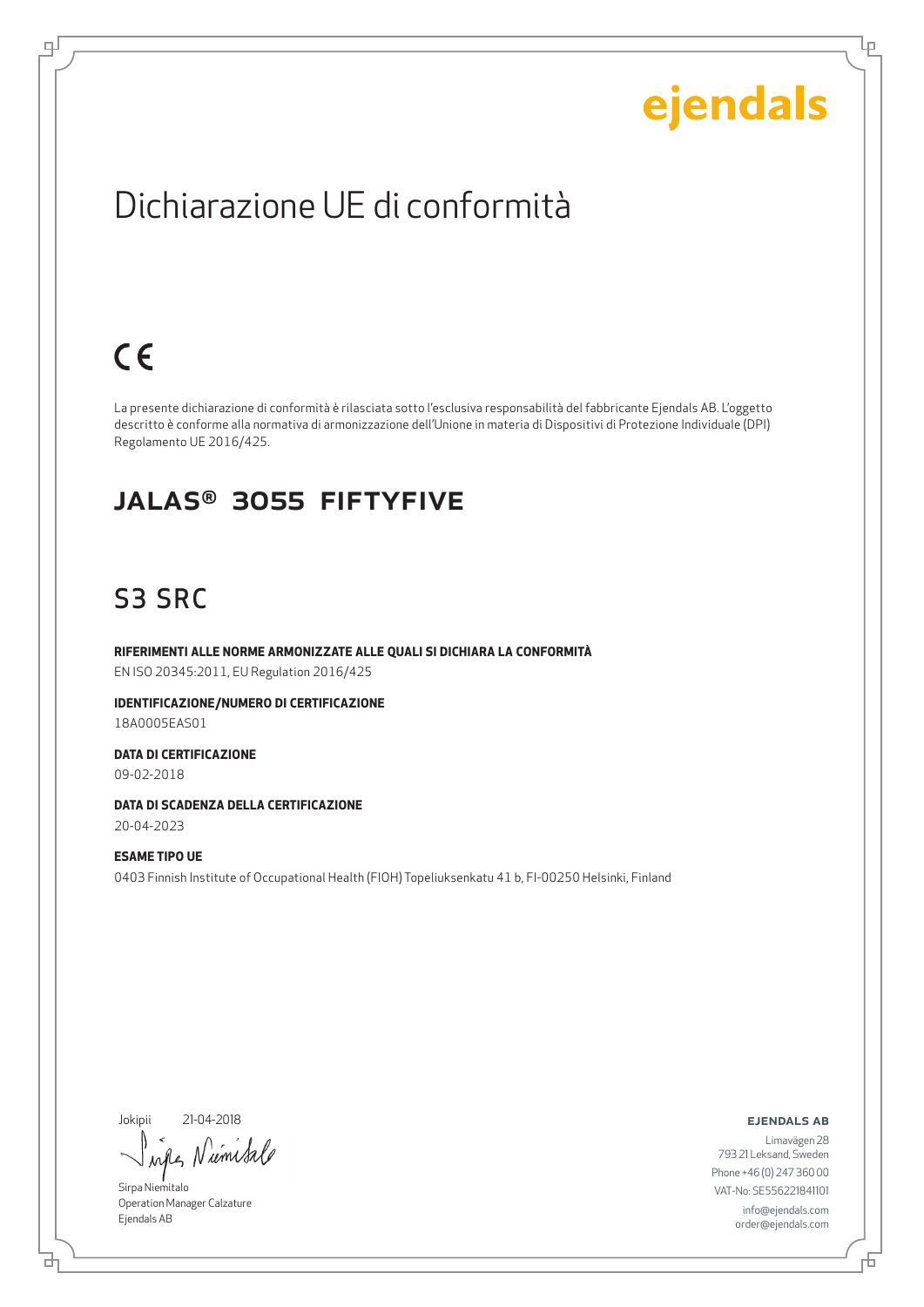ejendals

# Dichiarazione UE di conformità

CE

La presente dichiarazione di conformità è rilasciata sotto l'esclusiva responsabilità del fabbricante Ejendals AB. L'oggetto descritto è conforme alla normativa di armonizzazione dell'Unione in materia di Dispositivi di Protezione Individuale (DPI) Regolamento UE 2016/425.

## JALAS® 3055 FIFTYFIVE

## S3 SRC

**RIFERIMENTI ALLE NORME ARMONIZZATE ALLE QUALI SI DICHIARA LA CONFORMITÀ**

EN ISO 20345:2011, EU Regulation 2016/425

**IDENTIFICAZIONE/NUMERO DI CERTIFICAZIONE**

18A0005EAS01

**DATA DI CERTIFICAZIONE**

09-02-2018

**DATA DI SCADENZA DELLA CERTIFICAZIONE**

20-04-2023

**ESAME TIPO UE**

0403 Finnish Institute of Occupational Health (FIOH) Topeliuksenkatu 41 b, FI-00250 Helsinki, Finland

Jokipii 21-04-2018

Sirpa Niemitalo
Operation Manager Calzature
Ejendals AB

**EJENDALS AB**

Limavägen 28
793 21 Leksand, Sweden
Phone +46 (0) 247 360 00
VAT-No: SE556221841101
info@ejendals.com
order@ejendals.com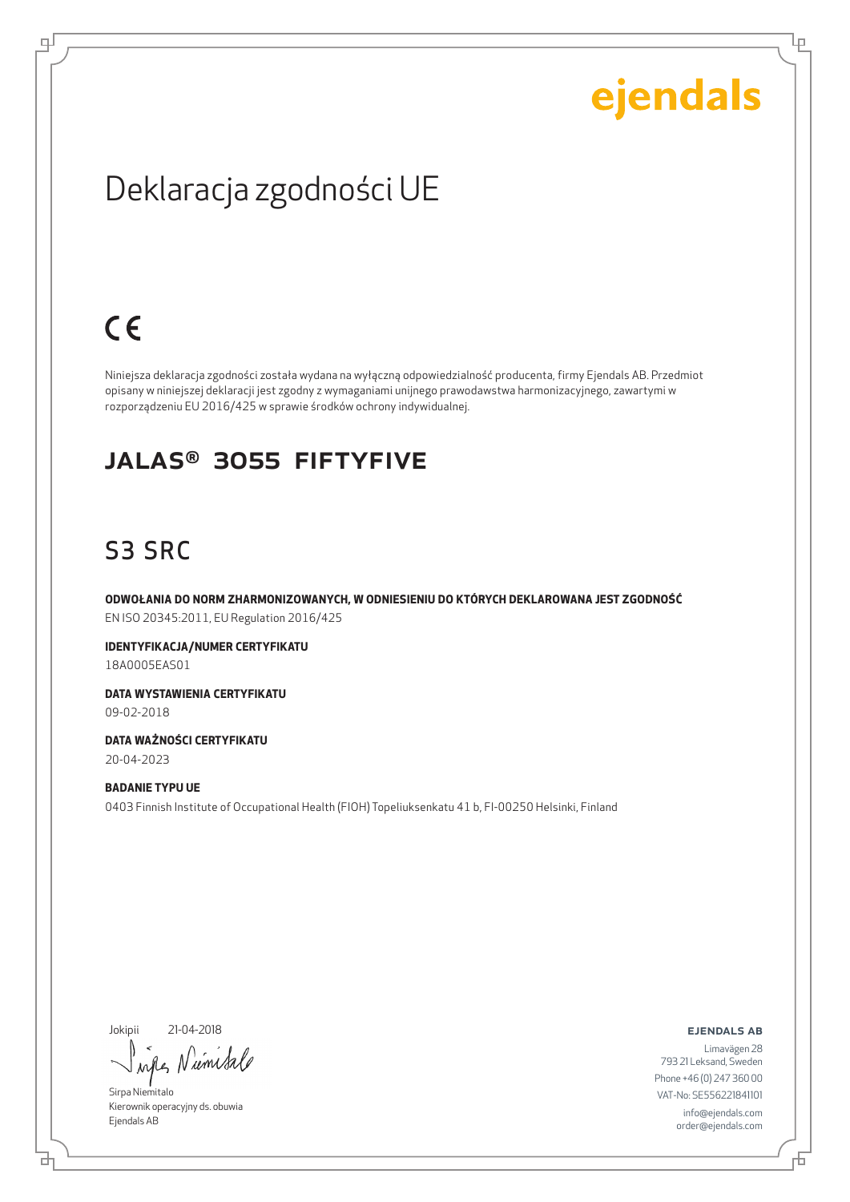ejendals

# Deklaracja zgodności UE

CE

Niniejsza deklaracja zgodności została wydana na wyłączną odpowiedzialność producenta, firmy Ejendals AB. Przedmiot opisany w niniejszej deklaracji jest zgodny z wymaganiami unijnego prawodawstwa harmonizacyjnego, zawartymi w rozporządzeniu EU 2016/425 w sprawie środków ochrony indywidualnej.

## JALAS® 3055 FIFTYFIVE

## S3 SRC

**ODWOŁANIA DO NORM ZHARMONIZOWANYCH, W ODNIESIENIU DO KTÓRYCH DEKLAROWANA JEST ZGODNOŚĆ**
EN ISO 20345:2011, EU Regulation 2016/425

**IDENTYFIKACJA/NUMER CERTYFIKATU**
18A0005EAS01

**DATA WYSTAWIENIA CERTYFIKATU**
09-02-2018

**DATA WAŻNOŚCI CERTYFIKATU**
20-04-2023

**BADANIE TYPU UE**
0403 Finnish Institute of Occupational Health (FIOH) Topeliuksenkatu 41 b, FI-00250 Helsinki, Finland

Jokipii 21-04-2018

Sirpa Niemitalo
Kierownik operacyjny ds. obuwia
Ejendals AB

**EJENDALS AB**
Limavägen 28
793 21 Leksand, Sweden
Phone +46 (0) 247 360 00
VAT-No: SE556221841101
info@ejendals.com
order@ejendals.com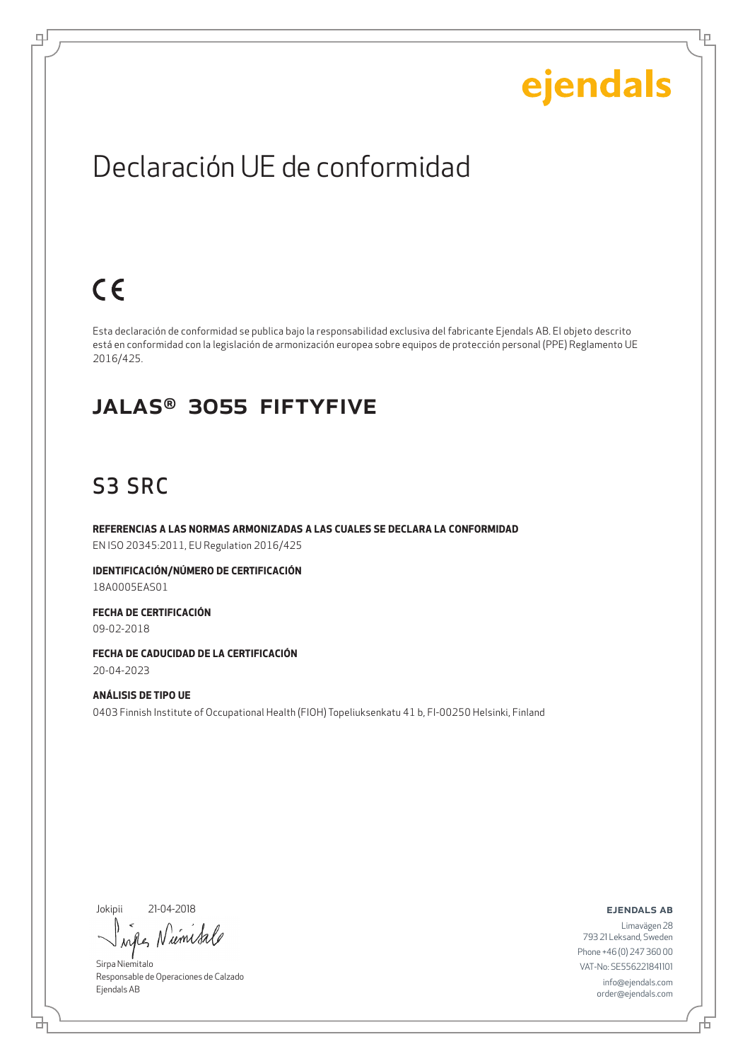ejendals

# Declaración UE de conformidad

CE

Esta declaración de conformidad se publica bajo la responsabilidad exclusiva del fabricante Ejendals AB. El objeto descrito está en conformidad con la legislación de armonización europea sobre equipos de protección personal (PPE) Reglamento UE 2016/425.

## JALAS® 3055 FIFTYFIVE

## S3 SRC

**REFERENCIAS A LAS NORMAS ARMONIZADAS A LAS CUALES SE DECLARA LA CONFORMIDAD**
EN ISO 20345:2011, EU Regulation 2016/425

**IDENTIFICACIÓN/NÚMERO DE CERTIFICACIÓN**
18A0005EAS01

**FECHA DE CERTIFICACIÓN**
09-02-2018

**FECHA DE CADUCIDAD DE LA CERTIFICACIÓN**
20-04-2023

**ANÁLISIS DE TIPO UE**
0403 Finnish Institute of Occupational Health (FIOH) Topeliuksenkatu 41 b, FI-00250 Helsinki, Finland

Jokipii 21-04-2018

Sirpa Niemitalo
Responsable de Operaciones de Calzado
Ejendals AB

**EJENDALS AB**
Limavägen 28
793 21 Leksand, Sweden
Phone +46 (0) 247 360 00
VAT-No: SE556221841101
info@ejendals.com
order@ejendals.com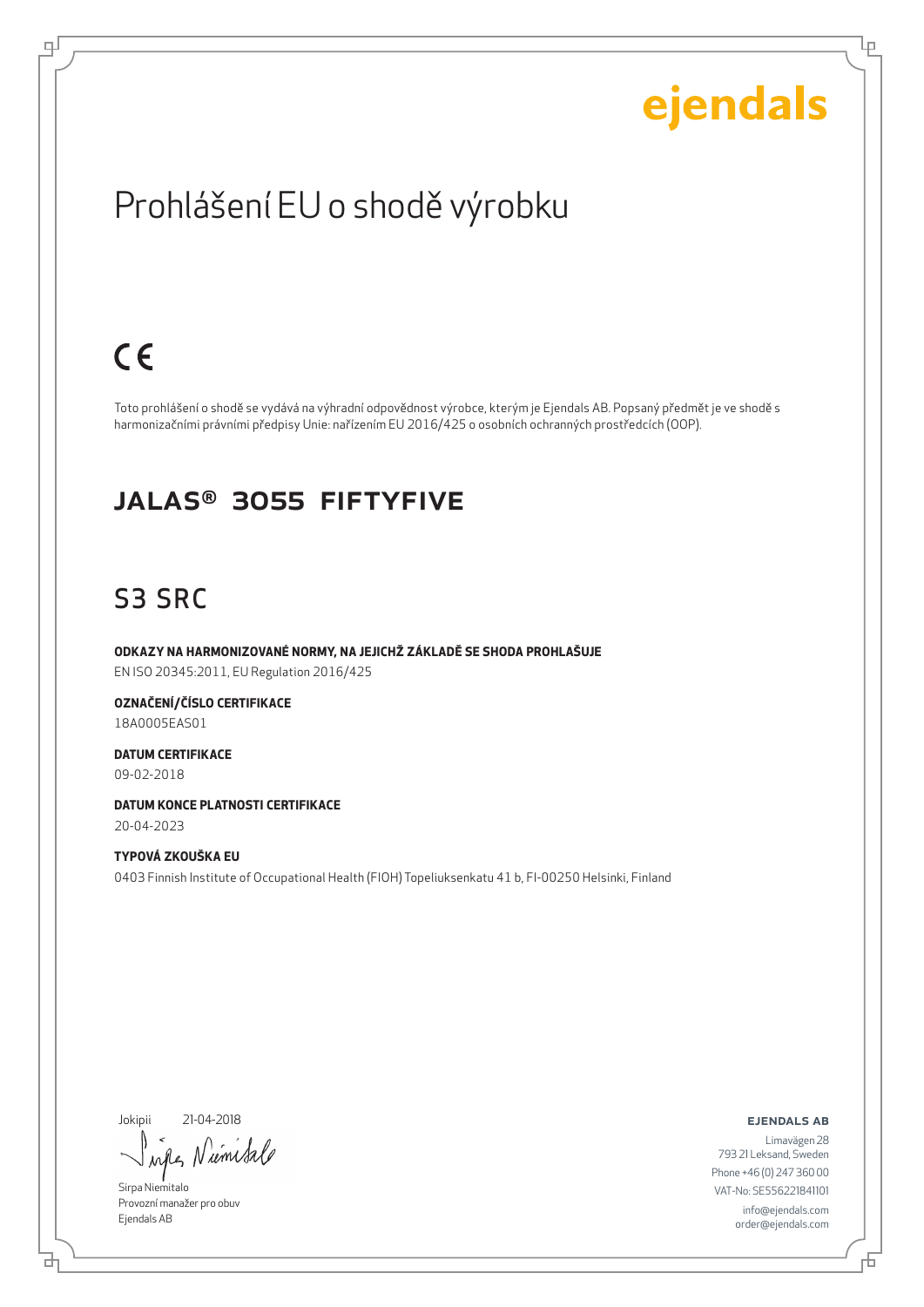ejendals

# Prohlášení EU o shodě výrobku

CE

Toto prohlášení o shodě se vydává na výhradní odpovědnost výrobce, kterým je Ejendals AB. Popsaný předmět je ve shodě s harmonizačními právními předpisy Unie: nařízením EU 2016/425 o osobních ochranných prostředcích (OOP).

## JALAS® 3055 FIFTYFIVE

## S3 SRC

**ODKAZY NA HARMONIZOVANÉ NORMY, NA JEJICHŽ ZÁKLADĚ SE SHODA PROHLAŠUJE**
EN ISO 20345:2011, EU Regulation 2016/425

**OZNAČENÍ/ČÍSLO CERTIFIKACE**
18A0005EAS01

**DATUM CERTIFIKACE**
09-02-2018

**DATUM KONCE PLATNOSTI CERTIFIKACE**
20-04-2023

**TYPOVÁ ZKOUŠKA EU**
0403 Finnish Institute of Occupational Health (FIOH) Topeliuksenkatu 41 b, FI-00250 Helsinki, Finland

Jokipii 21-04-2018

Sirpa Niemitalo
Provozní manažer pro obuv
Ejendals AB

**EJENDALS AB**
Limavägen 28
793 21 Leksand, Sweden
Phone +46 (0) 247 360 00
VAT-No: SE556221841101
info@ejendals.com
order@ejendals.com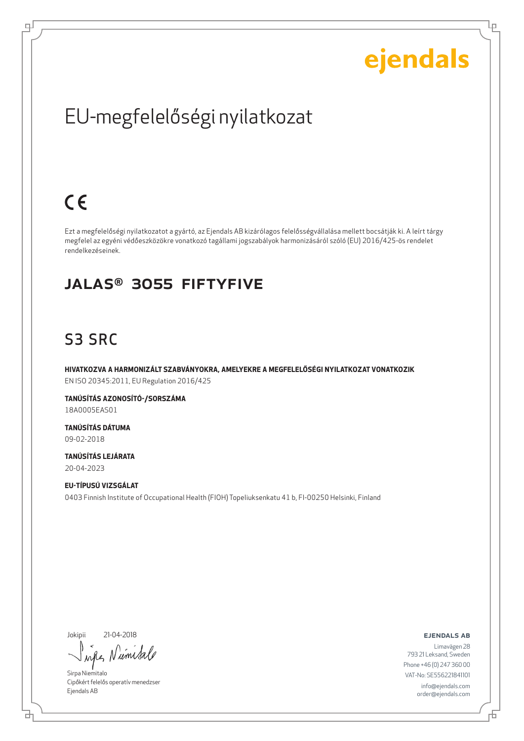ejendals

# EU-megfelelőségi nyilatkozat

CE

Ezt a megfelelőségi nyilatkozatot a gyártó, az Ejendals AB kizárólagos felelősségvállalása mellett bocsátják ki. A leírt tárgy megfelel az egyéni védőeszközökre vonatkozó tagállami jogszabályok harmonizásáról szóló (EU) 2016/425-ös rendelet rendelkezéseinek.

## JALAS® 3055 FIFTYFIVE

## S3 SRC

**HIVATKOZVA A HARMONIZÁLT SZABVÁNYOKRA, AMELYEKRE A MEGFELELŐSÉGI NYILATKOZAT VONATKOZIK**
EN ISO 20345:2011, EU Regulation 2016/425

**TANÚSÍTÁS AZONOSÍTÓ-/SORSZÁMA**
18A0005EAS01

**TANÚSÍTÁS DÁTUMA**
09-02-2018

**TANÚSÍTÁS LEJÁRATA**
20-04-2023

**EU-TÍPUSÚ VIZSGÁLAT**
0403 Finnish Institute of Occupational Health (FIOH) Topeliuksenkatu 41 b, FI-00250 Helsinki, Finland

Jokipii 21-04-2018

Sirpa Niemitalo
Cipőkért felelős operatív menedzser
Ejendals AB

**EJENDALS AB**
Limavägen 28
793 21 Leksand, Sweden
Phone +46 (0) 247 360 00
VAT-No: SE556221841101
info@ejendals.com
order@ejendals.com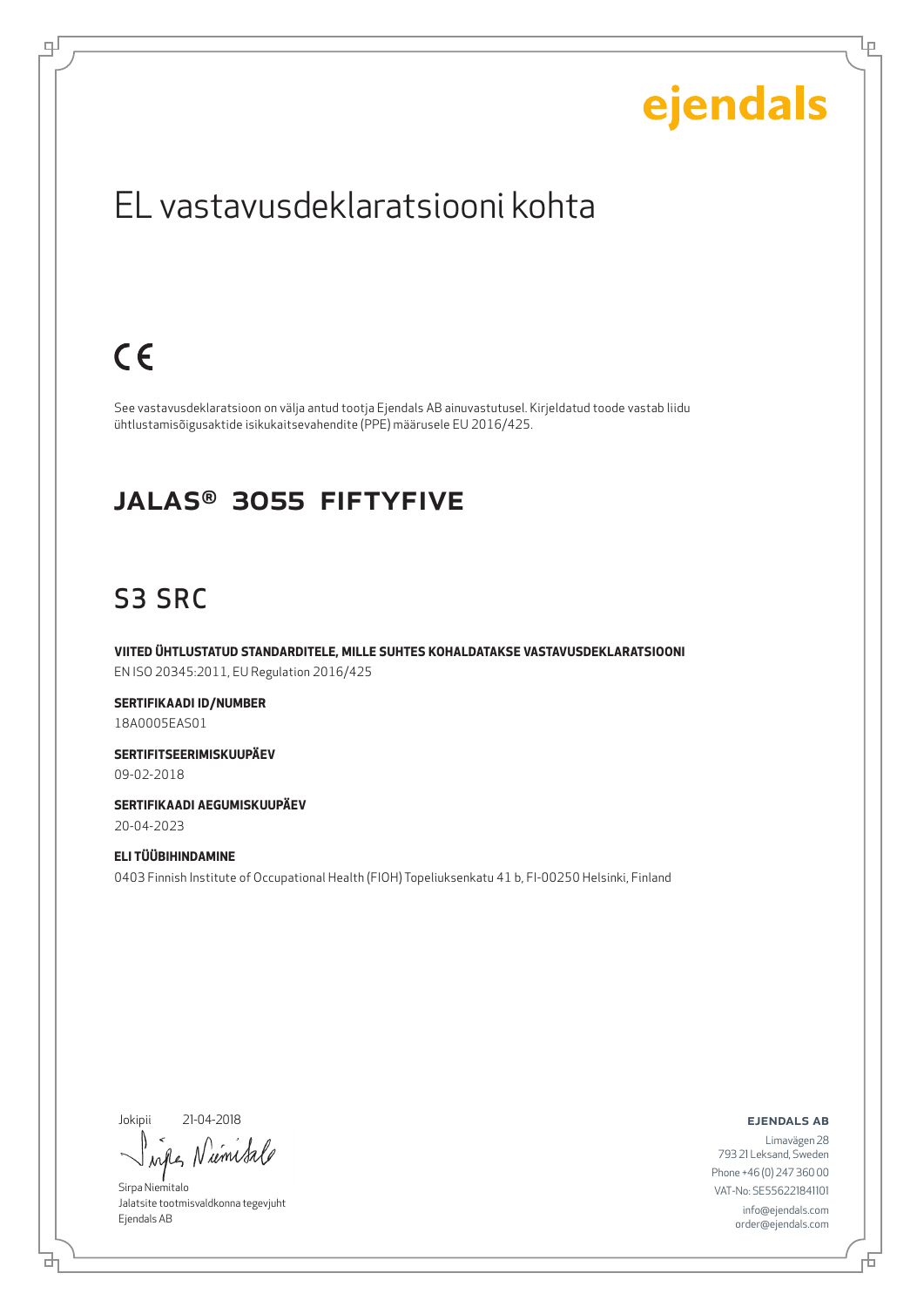ejendals

# EL vastavusdeklaratsiooni kohta

CE

See vastavusdeklaratsioon on välja antud tootja Ejendals AB ainuvastutusel. Kirjeldatud toode vastab liidu ühtlustamisõigusaktide isikukaitsevahendite (PPE) määrusele EU 2016/425.

## JALAS® 3055 FIFTYFIVE

## S3 SRC

**VIITED ÜHTLUSTATUD STANDARDITELE, MILLE SUHTES KOHALDATAKSE VASTAVUSDEKLARATSIOONI**
EN ISO 20345:2011, EU Regulation 2016/425

**SERTIFIKAADI ID/NUMBER**
18A0005EAS01

**SERTIFITSEERIMISKUUPÄEV**
09-02-2018

**SERTIFIKAADI AEGUMISKUUPÄEV**
20-04-2023

**ELI TÜÜBIHINDAMINE**
0403 Finnish Institute of Occupational Health (FIOH) Topeliuksenkatu 41 b, FI-00250 Helsinki, Finland

Jokipii 21-04-2018

Sirpa Niemitalo
Jalatsite tootmisvaldkonna tegevjuht
Ejendals AB

**EJENDALS AB**
Limavägen 28
793 21 Leksand, Sweden
Phone +46 (0) 247 360 00
VAT-No: SE556221841101
info@ejendals.com
order@ejendals.com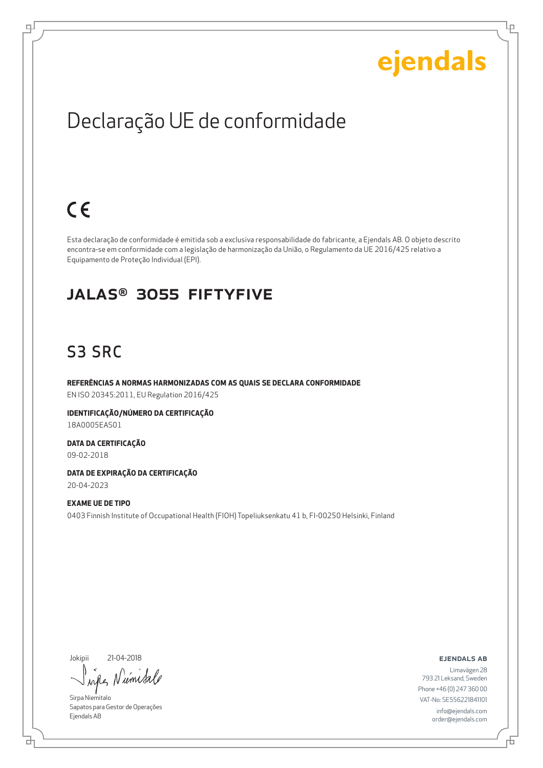ejendals

# Declaração UE de conformidade

CE

Esta declaração de conformidade é emitida sob a exclusiva responsabilidade do fabricante, a Ejendals AB. O objeto descrito encontra-se em conformidade com a legislação de harmonização da União, o Regulamento da UE 2016/425 relativo a Equipamento de Proteção Individual (EPI).

## JALAS® 3055 FIFTYFIVE

## S3 SRC

**REFERÊNCIAS A NORMAS HARMONIZADAS COM AS QUAIS SE DECLARA CONFORMIDADE**
EN ISO 20345:2011, EU Regulation 2016/425

**IDENTIFICAÇÃO/NÚMERO DA CERTIFICAÇÃO**
18A0005EAS01

**DATA DA CERTIFICAÇÃO**
09-02-2018

**DATA DE EXPIRAÇÃO DA CERTIFICAÇÃO**
20-04-2023

**EXAME UE DE TIPO**
0403 Finnish Institute of Occupational Health (FIOH) Topeliuksenkatu 41 b, FI-00250 Helsinki, Finland

Jokipii 21-04-2018

Sirpa Niemitalo
Sapatos para Gestor de Operações
Ejendals AB

**EJENDALS AB**
Limavägen 28
793 21 Leksand, Sweden
Phone +46 (0) 247 360 00
VAT-No: SE556221841101
info@ejendals.com
order@ejendals.com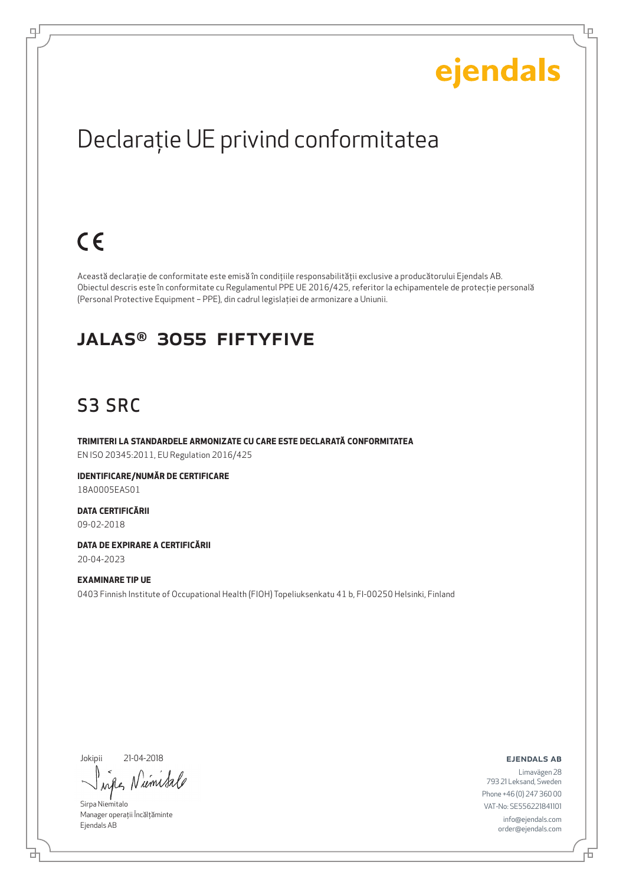ejendals

# Declarație UE privind conformitatea

CE

Această declarație de conformitate este emisă în condițiile responsabilității exclusive a producătorului Ejendals AB. Obiectul descris este în conformitate cu Regulamentul PPE UE 2016/425, referitor la echipamentele de protecție personală (Personal Protective Equipment – PPE), din cadrul legislației de armonizare a Uniunii.

## JALAS® 3055 FIFTYFIVE

## S3 SRC

**TRIMITERI LA STANDARDELE ARMONIZATE CU CARE ESTE DECLARATĂ CONFORMITATEA**
EN ISO 20345:2011, EU Regulation 2016/425

**IDENTIFICARE/NUMĂR DE CERTIFICARE**
18A0005EAS01

**DATA CERTIFICĂRII**
09-02-2018

**DATA DE EXPIRARE A CERTIFICĂRII**
20-04-2023

**EXAMINARE TIP UE**
0403 Finnish Institute of Occupational Health (FIOH) Topeliuksenkatu 41 b, FI-00250 Helsinki, Finland

Jokipii 21-04-2018

Sirpa Niemitalo
Manager operații Încălțăminte
Ejendals AB

**EJENDALS AB**
Limavägen 28
793 21 Leksand, Sweden
Phone +46 (0) 247 360 00
VAT-No: SE556221841101
info@ejendals.com
order@ejendals.com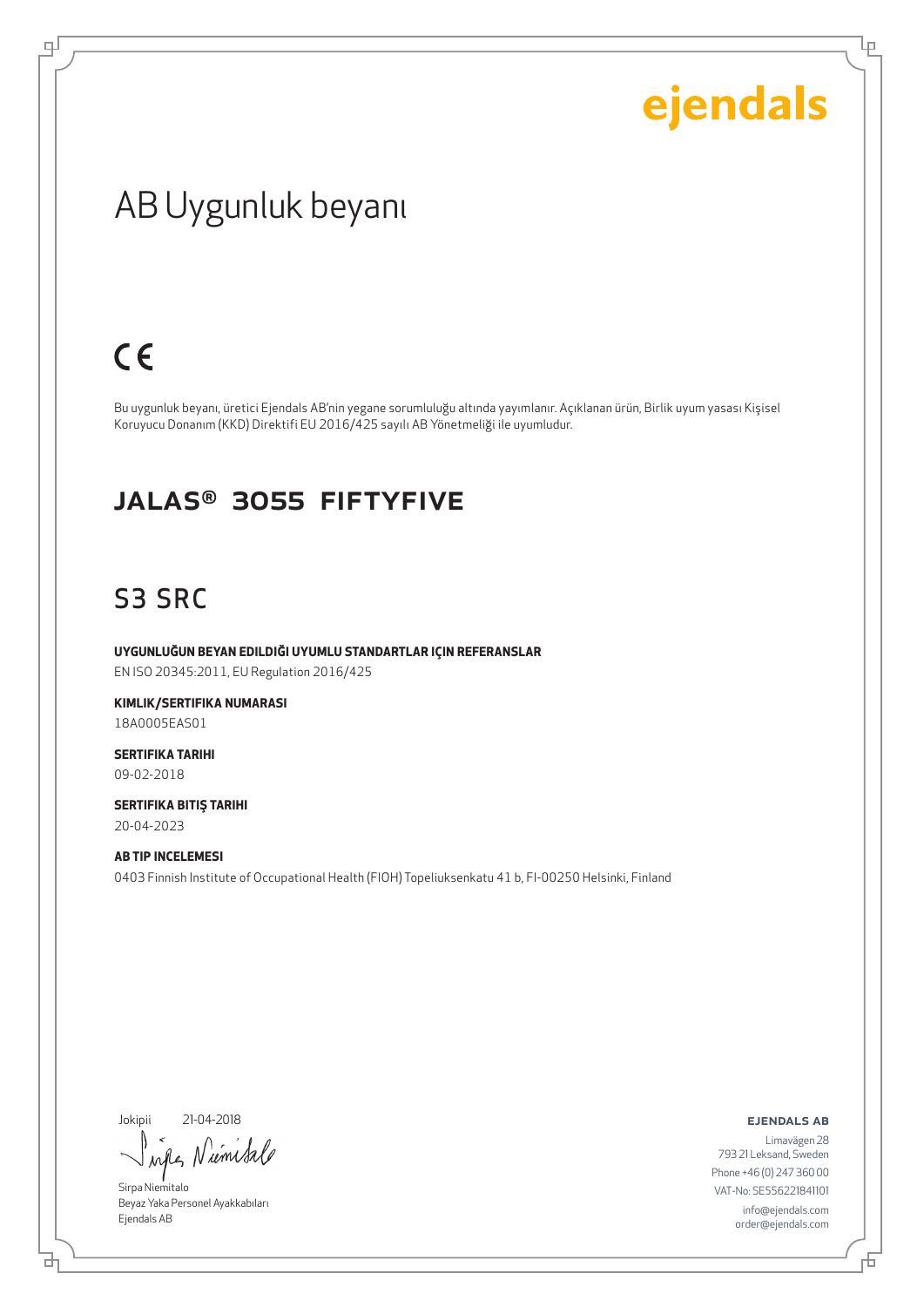ejendals

# AB Uygunluk beyanı

CE

Bu uygunluk beyanı, üretici Ejendals AB'nin yegane sorumluluğu altında yayımlanır. Açıklanan ürün, Birlik uyum yasası Kişisel Koruyucu Donanım (KKD) Direktifi EU 2016/425 sayılı AB Yönetmeliği ile uyumludur.

## JALAS® 3055 FIFTYFIVE

## S3 SRC

**UYGUNLUĞUN BEYAN EDILDIĞI UYUMLU STANDARTLAR IÇIN REFERANSLAR**
EN ISO 20345:2011, EU Regulation 2016/425

**KIMLIK/SERTIFIKA NUMARASI**
18A0005EAS01

**SERTIFIKA TARIHI**
09-02-2018

**SERTIFIKA BITIŞ TARIHI**
20-04-2023

**AB TIP INCELEMESI**
0403 Finnish Institute of Occupational Health (FIOH) Topeliuksenkatu 41 b, FI-00250 Helsinki, Finland

Jokipii 21-04-2018

Sirpa Niemitalo
Beyaz Yaka Personel Ayakkabıları
Ejendals AB

**EJENDALS AB**
Limavägen 28
793 21 Leksand, Sweden
Phone +46 (0) 247 360 00
VAT-No: SE556221841101
info@ejendals.com
order@ejendals.com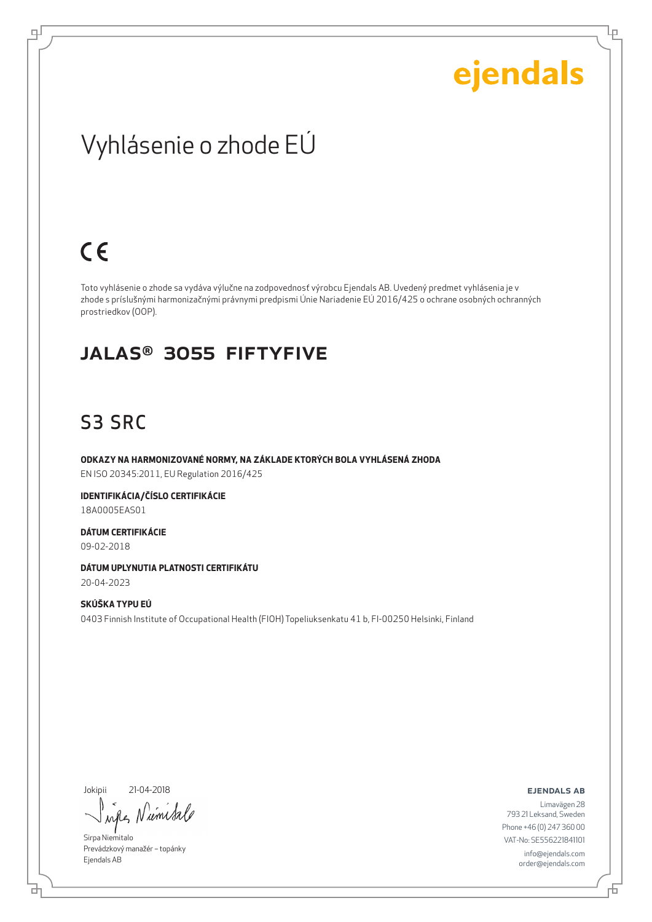ejendals

# Vyhlásenie o zhode EÚ

CE

Toto vyhlásenie o zhode sa vydáva výlučne na zodpovednosť výrobcu Ejendals AB. Uvedený predmet vyhlásenia je v zhode s príslušnými harmonizačnými právnymi predpismi Únie Nariadenie EÚ 2016/425 o ochrane osobných ochranných prostriedkov (OOP).

## JALAS® 3055 FIFTYFIVE

## S3 SRC

**ODKAZY NA HARMONIZOVANÉ NORMY, NA ZÁKLADE KTORÝCH BOLA VYHLÁSENÁ ZHODA**
EN ISO 20345:2011, EU Regulation 2016/425

**IDENTIFIKÁCIA/ČÍSLO CERTIFIKÁCIE**
18A0005EAS01

**DÁTUM CERTIFIKÁCIE**
09-02-2018

**DÁTUM UPLYNUTIA PLATNOSTI CERTIFIKÁTU**
20-04-2023

**SKÚŠKA TYPU EÚ**
0403 Finnish Institute of Occupational Health (FIOH) Topeliuksenkatu 41 b, FI-00250 Helsinki, Finland

Jokipii 21-04-2018

Sirpa Niemitalo
Prevádzkový manažér – topánky
Ejendals AB

**EJENDALS AB**
Limavägen 28
793 21 Leksand, Sweden
Phone +46 (0) 247 360 00
VAT-No: SE556221841101
info@ejendals.com
order@ejendals.com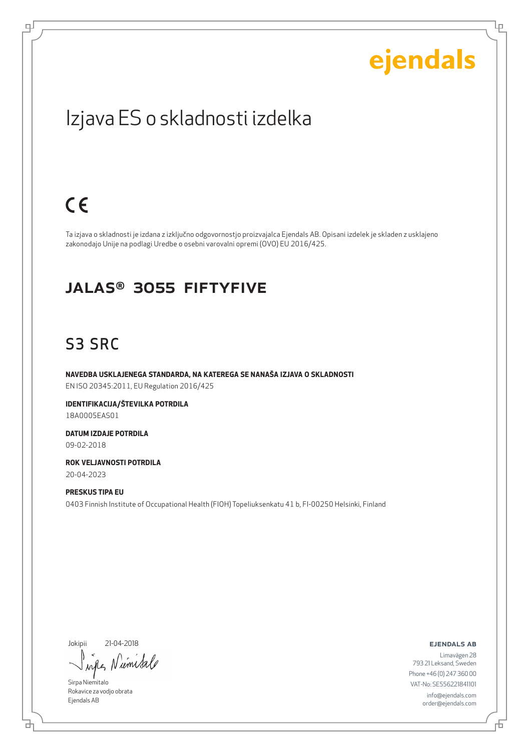ejendals

# Izjava ES o skladnosti izdelka

CE

Ta izjava o skladnosti je izdana z izključno odgovornostjo proizvajalca Ejendals AB. Opisani izdelek je skladen z usklajeno zakonodajo Unije na podlagi Uredbe o osebni varovalni opremi (OVO) EU 2016/425.

## JALAS® 3055 FIFTYFIVE

## S3 SRC

**NAVEDBA USKLAJENEGA STANDARDA, NA KATEREGA SE NANAŠA IZJAVA O SKLADNOSTI**

EN ISO 20345:2011, EU Regulation 2016/425

**IDENTIFIKACIJA/ŠTEVILKA POTRDILA**

18A0005EAS01

**DATUM IZDAJE POTRDILA**

09-02-2018

**ROK VELJAVNOSTI POTRDILA**

20-04-2023

**PRESKUS TIPA EU**

0403 Finnish Institute of Occupational Health (FIOH) Topeliuksenkatu 41 b, FI-00250 Helsinki, Finland

Jokipii 21-04-2018

Sirpa Niemitalo
Rokavice za vodjo obrata
Ejendals AB

**EJENDALS AB**

Limavägen 28
793 21 Leksand, Sweden
Phone +46 (0) 247 360 00
VAT-No: SE556221841101
info@ejendals.com
order@ejendals.com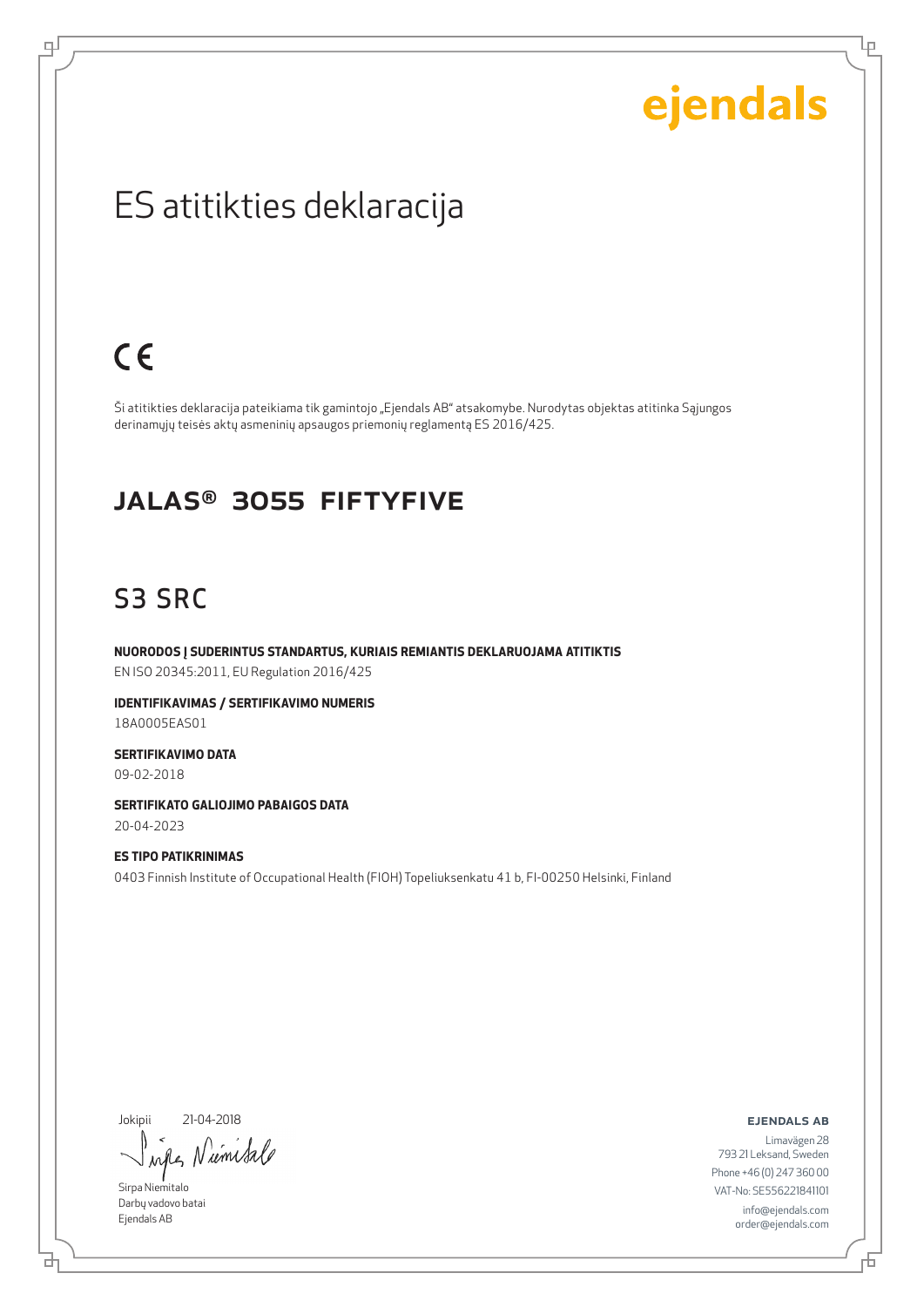ejendals

# ES atitikties deklaracija

CE

Ši atitikties deklaracija pateikiama tik gamintojo „Ejendals AB" atsakomybe. Nurodytas objektas atitinka Sąjungos derinamųjų teisės aktų asmeninių apsaugos priemonių reglamentą ES 2016/425.

## JALAS® 3055 FIFTYFIVE

## S3 SRC

**NUORODOS Į SUDERINTUS STANDARTUS, KURIAIS REMIANTIS DEKLARUOJAMA ATITIKTIS**
EN ISO 20345:2011, EU Regulation 2016/425

**IDENTIFIKAVIMAS / SERTIFIKAVIMO NUMERIS**
18A0005EAS01

**SERTIFIKAVIMO DATA**
09-02-2018

**SERTIFIKATO GALIOJIMO PABAIGOS DATA**
20-04-2023

**ES TIPO PATIKRINIMAS**
0403 Finnish Institute of Occupational Health (FIOH) Topeliuksenkatu 41 b, FI-00250 Helsinki, Finland

Jokipii 21-04-2018

Sirpa Niemitalo
Darbų vadovo batai
Ejendals AB

**EJENDALS AB**
Limavägen 28
793 21 Leksand, Sweden
Phone +46 (0) 247 360 00
VAT-No: SE556221841101
info@ejendals.com
order@ejendals.com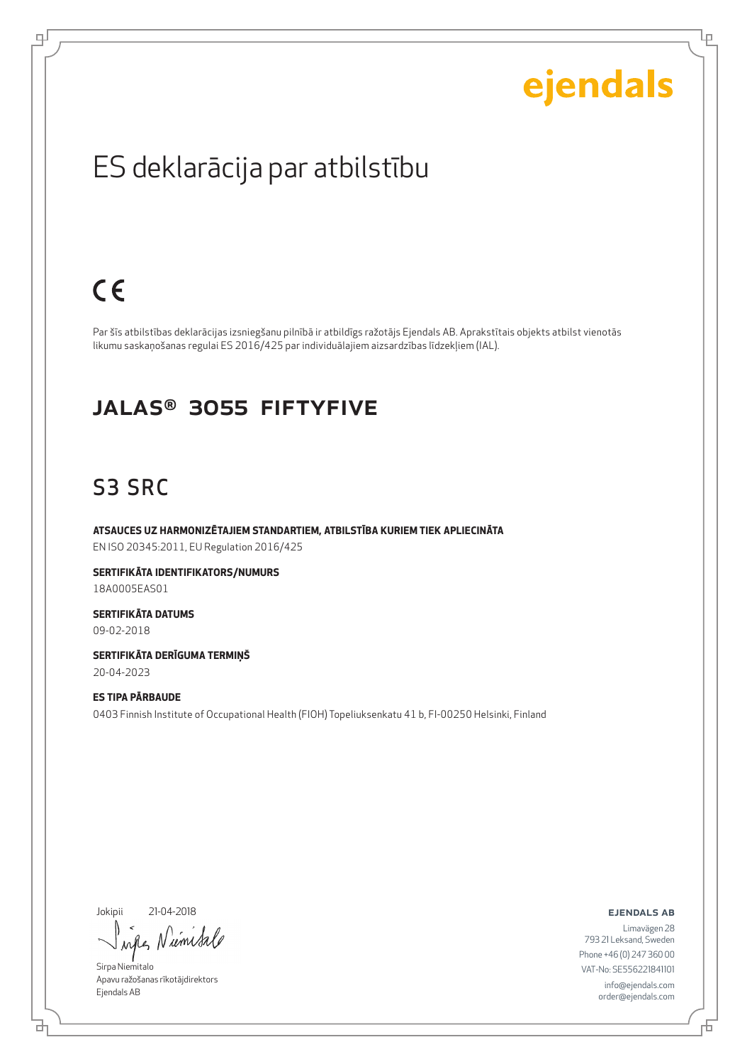ejendals

# ES deklarācija par atbilstību

CE

Par šīs atbilstības deklarācijas izsniegšanu pilnībā ir atbildīgs ražotājs Ejendals AB. Aprakstītais objekts atbilst vienotās likumu saskaņošanas regulai ES 2016/425 par individuālajiem aizsardzības līdzekļiem (IAL).

## JALAS® 3055 FIFTYFIVE

## S3 SRC

**ATSAUCES UZ HARMONIZĒTAJIEM STANDARTIEM, ATBILSTĪBA KURIEM TIEK APLIECINĀTA**
EN ISO 20345:2011, EU Regulation 2016/425

**SERTIFIKĀTA IDENTIFIKATORS/NUMURS**
18A0005EAS01

**SERTIFIKĀTA DATUMS**
09-02-2018

**SERTIFIKĀTA DERĪGUMA TERMIŅŠ**
20-04-2023

**ES TIPA PĀRBAUDE**
0403 Finnish Institute of Occupational Health (FIOH) Topeliuksenkatu 41 b, FI-00250 Helsinki, Finland

Jokipii 21-04-2018

Sirpa Niemitalo
Apavu ražošanas rīkotājdirektors
Ejendals AB

**EJENDALS AB**
Limavägen 28
793 21 Leksand, Sweden
Phone +46 (0) 247 360 00
VAT-No: SE556221841101
info@ejendals.com
order@ejendals.com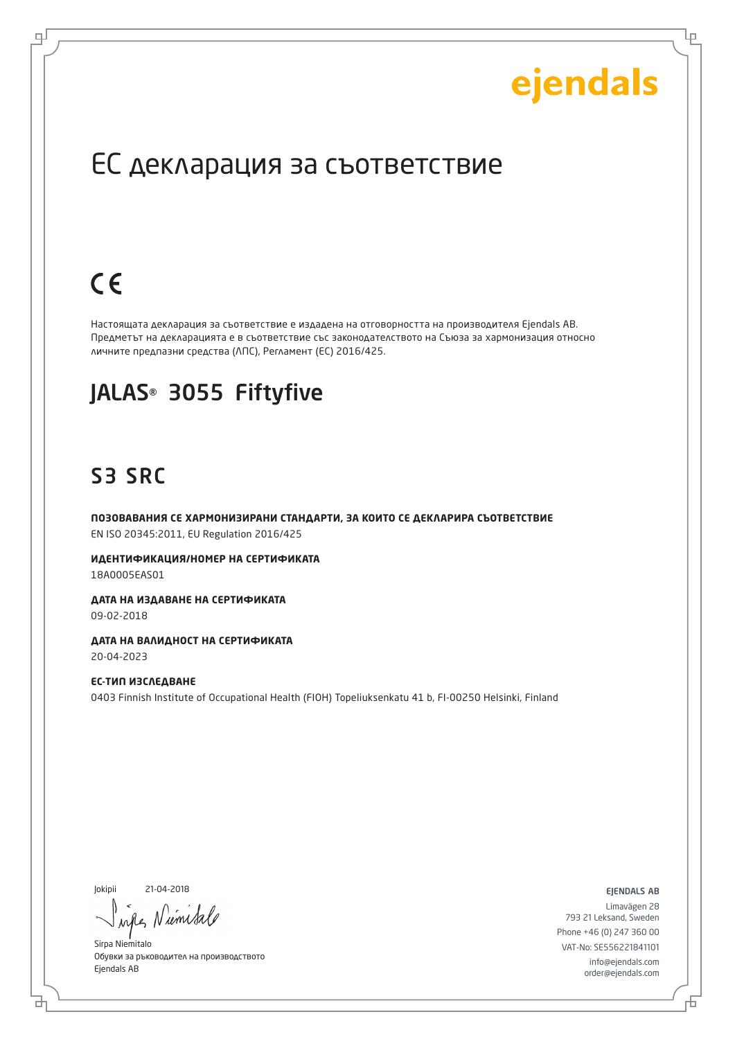ejendals

# ЕС декларация за съответствие

CE

Настоящата декларация за съответствие е издадена на отговорността на производителя Ejendals AB. Предметът на декларацията е в съответствие със законодателството на Съюза за хармонизация относно личните предпазни средства (ЛПС), Регламент (ЕС) 2016/425.

## JALAS® 3055 Fiftyfive

## S3 SRC

**ПОЗОВАВАНИЯ СЕ ХАРМОНИЗИРАНИ СТАНДАРТИ, ЗА КОИТО СЕ ДЕКЛАРИРА СЪОТВЕТСТВИЕ**
EN ISO 20345:2011, EU Regulation 2016/425

**ИДЕНТИФИКАЦИЯ/НОМЕР НА СЕРТИФИКАТА**
18A0005EAS01

**ДАТА НА ИЗДАВАНЕ НА СЕРТИФИКАТА**
09-02-2018

**ДАТА НА ВАЛИДНОСТ НА СЕРТИФИКАТА**
20-04-2023

**ЕС-ТИП ИЗСЛЕДВАНЕ**
0403 Finnish Institute of Occupational Health (FIOH) Topeliuksenkatu 41 b, FI-00250 Helsinki, Finland

Jokipii 21-04-2018

Sirpa Niemitalo
Обувки за ръководител на производството
Ejendals AB

EJENDALS AB
Limavägen 28
793 21 Leksand, Sweden
Phone +46 (0) 247 360 00
VAT-No: SE556221841101
info@ejendals.com
order@ejendals.com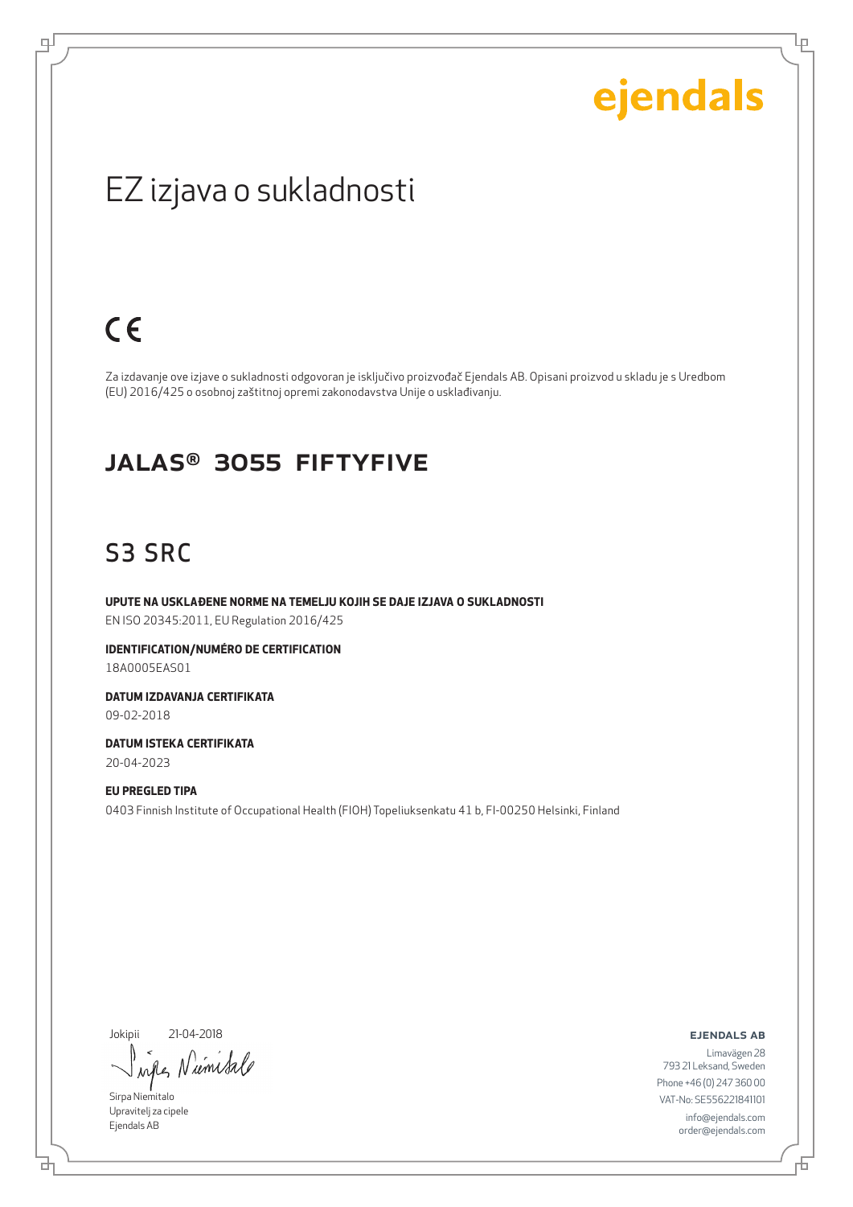ejendals

# EZ izjava o sukladnosti

CE

Za izdavanje ove izjave o sukladnosti odgovoran je isključivo proizvođač Ejendals AB. Opisani proizvod u skladu je s Uredbom (EU) 2016/425 o osobnoj zaštitnoj opremi zakonodavstva Unije o usklađivanju.

## JALAS® 3055 FIFTYFIVE

## S3 SRC

**UPUTE NA USKLAĐENE NORME NA TEMELJU KOJIH SE DAJE IZJAVA O SUKLADNOSTI**
EN ISO 20345:2011, EU Regulation 2016/425

**IDENTIFICATION/NUMÉRO DE CERTIFICATION**
18A0005EAS01

**DATUM IZDAVANJA CERTIFIKATA**
09-02-2018

**DATUM ISTEKA CERTIFIKATA**
20-04-2023

**EU PREGLED TIPA**
0403 Finnish Institute of Occupational Health (FIOH) Topeliuksenkatu 41 b, FI-00250 Helsinki, Finland

Jokipii 21-04-2018

Sirpa Niemitalo
Upravitelj za cipele
Ejendals AB

**EJENDALS AB**
Limavägen 28
793 21 Leksand, Sweden
Phone +46 (0) 247 360 00
VAT-No: SE556221841101
info@ejendals.com
order@ejendals.com